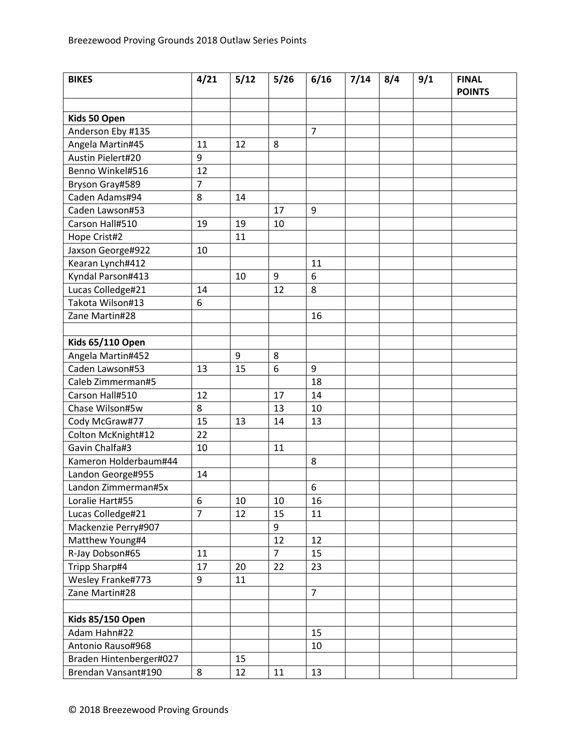Breezewood Proving Grounds 2018 Outlaw Series Points

| BIKES | 4/21 | 5/12 | 5/26 | 6/16 | 7/14 | 8/4 | 9/1 | FINAL POINTS |
|---|---|---|---|---|---|---|---|---|
| | | | | | | | | |
| **Kids 50 Open** | | | | | | | | |
| Anderson Eby #135 | | | | 7 | | | | |
| Angela Martin#45 | 11 | 12 | 8 | | | | | |
| Austin Pielert#20 | 9 | | | | | | | |
| Benno Winkel#516 | 12 | | | | | | | |
| Bryson Gray#589 | 7 | | | | | | | |
| Caden Adams#94 | 8 | 14 | | | | | | |
| Caden Lawson#53 | | | 17 | 9 | | | | |
| Carson Hall#510 | 19 | 19 | 10 | | | | | |
| Hope Crist#2 | | 11 | | | | | | |
| Jaxson George#922 | 10 | | | | | | | |
| Kearan Lynch#412 | | | | 11 | | | | |
| Kyndal Parson#413 | | 10 | 9 | 6 | | | | |
| Lucas Colledge#21 | 14 | | 12 | 8 | | | | |
| Takota Wilson#13 | 6 | | | | | | | |
| Zane Martin#28 | | | | 16 | | | | |
| | | | | | | | | |
| **Kids 65/110 Open** | | | | | | | | |
| Angela Martin#452 | | 9 | 8 | | | | | |
| Caden Lawson#53 | 13 | 15 | 6 | 9 | | | | |
| Caleb Zimmerman#5 | | | | 18 | | | | |
| Carson Hall#510 | 12 | | 17 | 14 | | | | |
| Chase Wilson#5w | 8 | | 13 | 10 | | | | |
| Cody McGraw#77 | 15 | 13 | 14 | 13 | | | | |
| Colton McKnight#12 | 22 | | | | | | | |
| Gavin Chalfa#3 | 10 | | 11 | | | | | |
| Kameron Holderbaum#44 | | | | 8 | | | | |
| Landon George#955 | 14 | | | | | | | |
| Landon Zimmerman#5x | | | | 6 | | | | |
| Loralie Hart#55 | 6 | 10 | 10 | 16 | | | | |
| Lucas Colledge#21 | 7 | 12 | 15 | 11 | | | | |
| Mackenzie Perry#907 | | | 9 | | | | | |
| Matthew Young#4 | | | 12 | 12 | | | | |
| R-Jay Dobson#65 | 11 | | 7 | 15 | | | | |
| Tripp Sharp#4 | 17 | 20 | 22 | 23 | | | | |
| Wesley Franke#773 | 9 | 11 | | | | | | |
| Zane Martin#28 | | | | 7 | | | | |
| | | | | | | | | |
| **Kids 85/150 Open** | | | | | | | | |
| Adam Hahn#22 | | | | 15 | | | | |
| Antonio Rauso#968 | | | | 10 | | | | |
| Braden Hintenberger#027 | | 15 | | | | | | |
| Brendan Vansant#190 | 8 | 12 | 11 | 13 | | | | |

© 2018 Breezewood Proving Grounds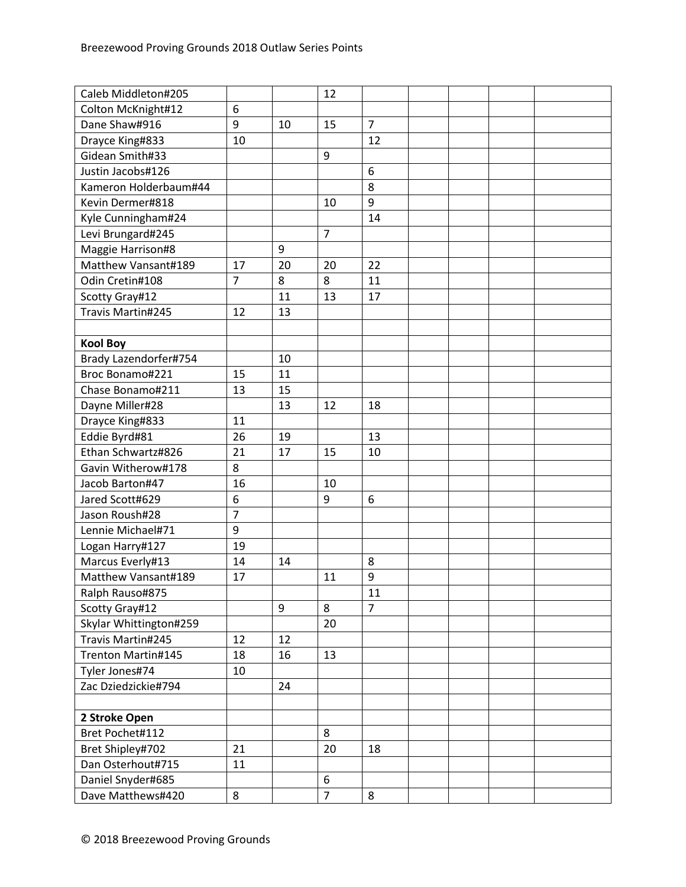| | | | | | | | | |
|---|---|---|---|---|---|---|---|---|
| Caleb Middleton#205 | | | 12 | | | | | |
| Colton McKnight#12 | 6 | | | | | | | |
| Dane Shaw#916 | 9 | 10 | 15 | 7 | | | | |
| Drayce King#833 | 10 | | | 12 | | | | |
| Gidean Smith#33 | | | 9 | | | | | |
| Justin Jacobs#126 | | | | 6 | | | | |
| Kameron Holderbaum#44 | | | | 8 | | | | |
| Kevin Dermer#818 | | | 10 | 9 | | | | |
| Kyle Cunningham#24 | | | | 14 | | | | |
| Levi Brungard#245 | | | 7 | | | | | |
| Maggie Harrison#8 | | 9 | | | | | | |
| Matthew Vansant#189 | 17 | 20 | 20 | 22 | | | | |
| Odin Cretin#108 | 7 | 8 | 8 | 11 | | | | |
| Scotty Gray#12 | | 11 | 13 | 17 | | | | |
| Travis Martin#245 | 12 | 13 | | | | | | |
| | | | | | | | | |
| **Kool Boy** | | | | | | | | |
| Brady Lazendorfer#754 | | 10 | | | | | | |
| Broc Bonamo#221 | 15 | 11 | | | | | | |
| Chase Bonamo#211 | 13 | 15 | | | | | | |
| Dayne Miller#28 | | 13 | 12 | 18 | | | | |
| Drayce King#833 | 11 | | | | | | | |
| Eddie Byrd#81 | 26 | 19 | | 13 | | | | |
| Ethan Schwartz#826 | 21 | 17 | 15 | 10 | | | | |
| Gavin Witherow#178 | 8 | | | | | | | |
| Jacob Barton#47 | 16 | | 10 | | | | | |
| Jared Scott#629 | 6 | | 9 | 6 | | | | |
| Jason Roush#28 | 7 | | | | | | | |
| Lennie Michael#71 | 9 | | | | | | | |
| Logan Harry#127 | 19 | | | | | | | |
| Marcus Everly#13 | 14 | 14 | | 8 | | | | |
| Matthew Vansant#189 | 17 | | 11 | 9 | | | | |
| Ralph Rauso#875 | | | | 11 | | | | |
| Scotty Gray#12 | | 9 | 8 | 7 | | | | |
| Skylar Whittington#259 | | | 20 | | | | | |
| Travis Martin#245 | 12 | 12 | | | | | | |
| Trenton Martin#145 | 18 | 16 | 13 | | | | | |
| Tyler Jones#74 | 10 | | | | | | | |
| Zac Dziedzickie#794 | | 24 | | | | | | |
| | | | | | | | | |
| **2 Stroke Open** | | | | | | | | |
| Bret Pochet#112 | | | 8 | | | | | |
| Bret Shipley#702 | 21 | | 20 | 18 | | | | |
| Dan Osterhout#715 | 11 | | | | | | | |
| Daniel Snyder#685 | | | 6 | | | | | |
| Dave Matthews#420 | 8 | | 7 | 8 | | | | |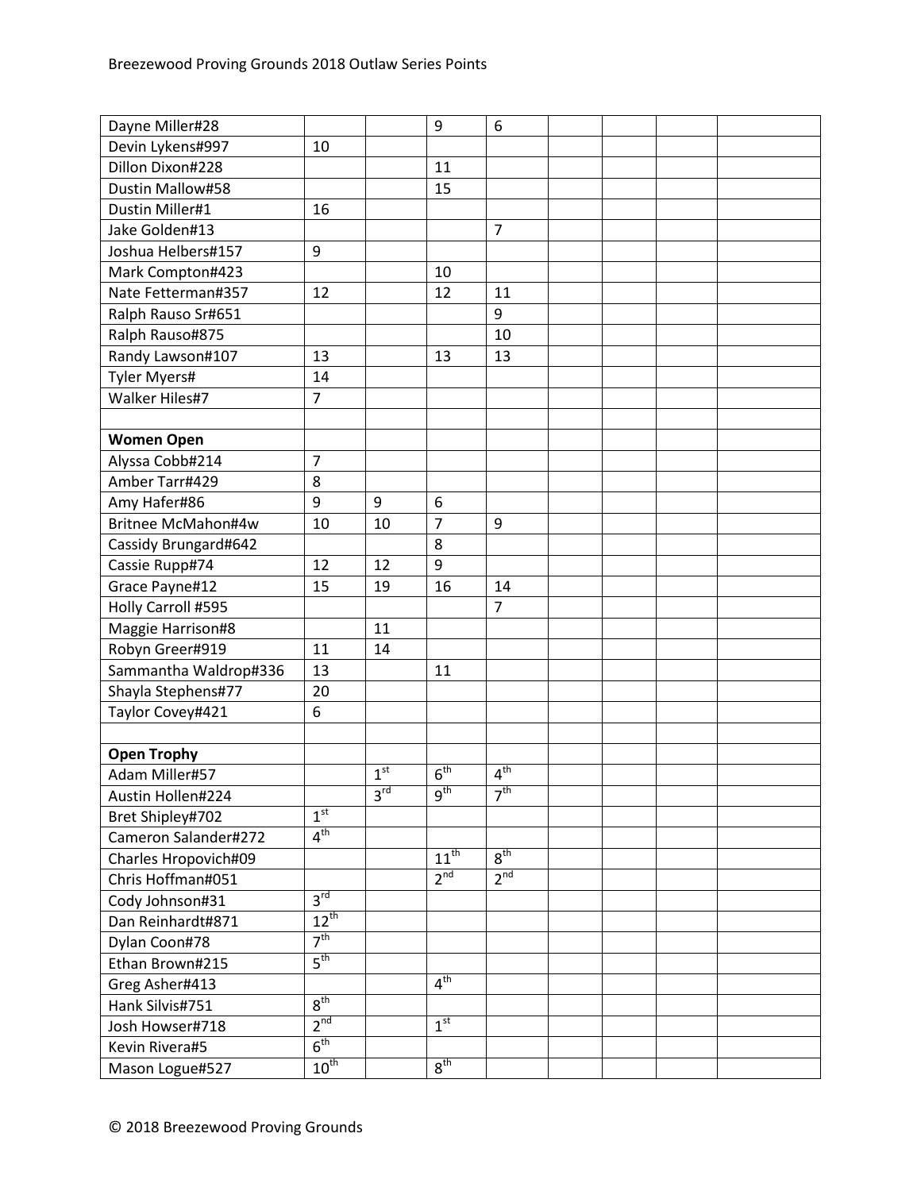| | | | | | | | | |
|---|---|---|---|---|---|---|---|---|
| Dayne Miller#28 | | | 9 | 6 | | | | |
| Devin Lykens#997 | 10 | | | | | | | |
| Dillon Dixon#228 | | | 11 | | | | | |
| Dustin Mallow#58 | | | 15 | | | | | |
| Dustin Miller#1 | 16 | | | | | | | |
| Jake Golden#13 | | | | 7 | | | | |
| Joshua Helbers#157 | 9 | | | | | | | |
| Mark Compton#423 | | | 10 | | | | | |
| Nate Fetterman#357 | 12 | | 12 | 11 | | | | |
| Ralph Rauso Sr#651 | | | | 9 | | | | |
| Ralph Rauso#875 | | | | 10 | | | | |
| Randy Lawson#107 | 13 | | 13 | 13 | | | | |
| Tyler Myers# | 14 | | | | | | | |
| Walker Hiles#7 | 7 | | | | | | | |
| | | | | | | | | |
| **Women Open** | | | | | | | | |
| Alyssa Cobb#214 | 7 | | | | | | | |
| Amber Tarr#429 | 8 | | | | | | | |
| Amy Hafer#86 | 9 | 9 | 6 | | | | | |
| Britnee McMahon#4w | 10 | 10 | 7 | 9 | | | | |
| Cassidy Brungard#642 | | | 8 | | | | | |
| Cassie Rupp#74 | 12 | 12 | 9 | | | | | |
| Grace Payne#12 | 15 | 19 | 16 | 14 | | | | |
| Holly Carroll #595 | | | | 7 | | | | |
| Maggie Harrison#8 | | 11 | | | | | | |
| Robyn Greer#919 | 11 | 14 | | | | | | |
| Sammantha Waldrop#336 | 13 | | 11 | | | | | |
| Shayla Stephens#77 | 20 | | | | | | | |
| Taylor Covey#421 | 6 | | | | | | | |
| | | | | | | | | |
| **Open Trophy** | | | | | | | | |
| Adam Miller#57 | | 1st | 6th | 4th | | | | |
| Austin Hollen#224 | | 3rd | 9th | 7th | | | | |
| Bret Shipley#702 | 1st | | | | | | | |
| Cameron Salander#272 | 4th | | | | | | | |
| Charles Hropovich#09 | | | 11th | 8th | | | | |
| Chris Hoffman#051 | | | 2nd | 2nd | | | | |
| Cody Johnson#31 | 3rd | | | | | | | |
| Dan Reinhardt#871 | 12th | | | | | | | |
| Dylan Coon#78 | 7th | | | | | | | |
| Ethan Brown#215 | 5th | | | | | | | |
| Greg Asher#413 | | | 4th | | | | | |
| Hank Silvis#751 | 8th | | | | | | | |
| Josh Howser#718 | 2nd | | 1st | | | | | |
| Kevin Rivera#5 | 6th | | | | | | | |
| Mason Logue#527 | 10th | | 8th | | | | | |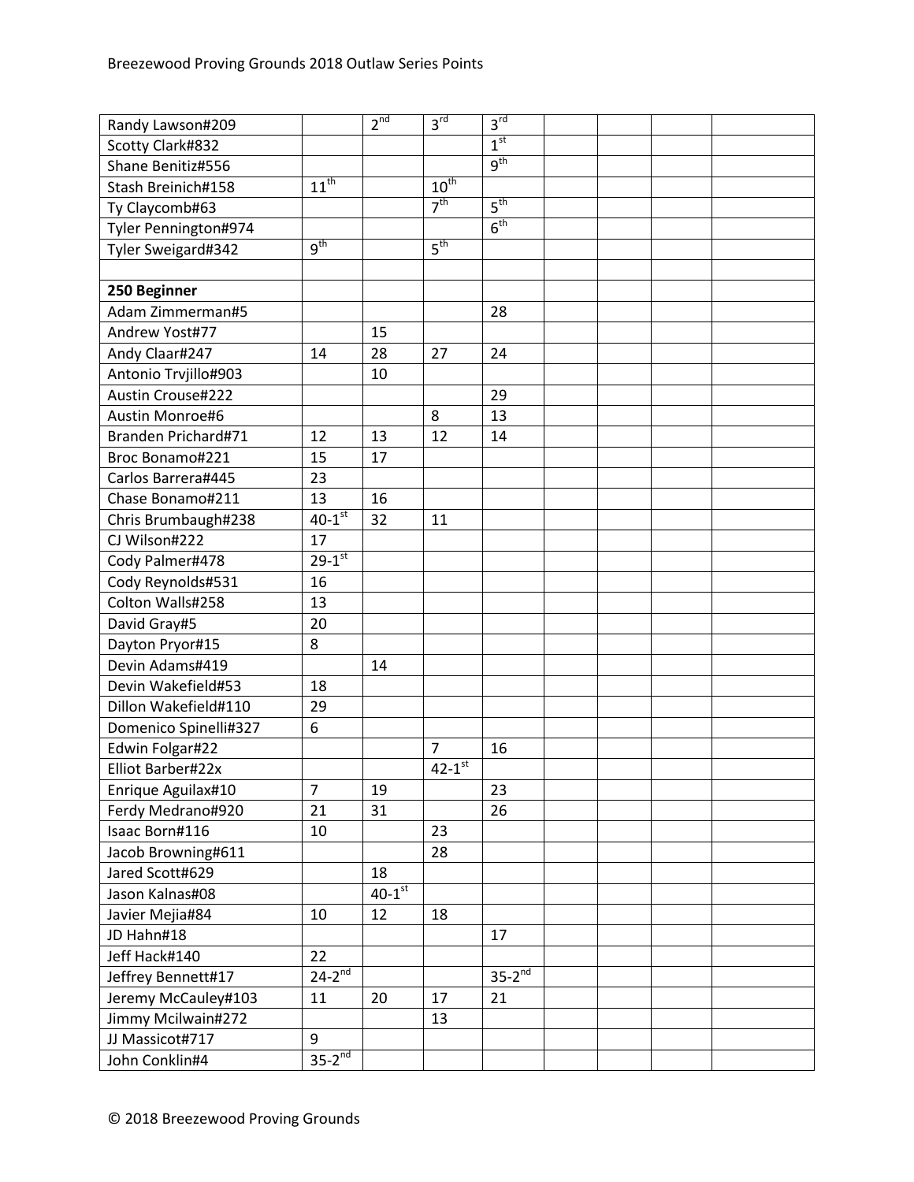| | | | | | | | | |
|---|---|---|---|---|---|---|---|---|
| Randy Lawson#209 | | 2nd | 3rd | 3rd | | | | |
| Scotty Clark#832 | | | | 1st | | | | |
| Shane Benitiz#556 | | | | 9th | | | | |
| Stash Breinich#158 | 11th | | 10th | | | | | |
| Ty Claycomb#63 | | | 7th | 5th | | | | |
| Tyler Pennington#974 | | | | 6th | | | | |
| Tyler Sweigard#342 | 9th | | 5th | | | | | |
| | | | | | | | | |
| **250 Beginner** | | | | | | | | |
| Adam Zimmerman#5 | | | | 28 | | | | |
| Andrew Yost#77 | | 15 | | | | | | |
| Andy Claar#247 | 14 | 28 | 27 | 24 | | | | |
| Antonio Trvjillo#903 | | 10 | | | | | | |
| Austin Crouse#222 | | | | 29 | | | | |
| Austin Monroe#6 | | | 8 | 13 | | | | |
| Branden Prichard#71 | 12 | 13 | 12 | 14 | | | | |
| Broc Bonamo#221 | 15 | 17 | | | | | | |
| Carlos Barrera#445 | 23 | | | | | | | |
| Chase Bonamo#211 | 13 | 16 | | | | | | |
| Chris Brumbaugh#238 | 40-1st | 32 | 11 | | | | | |
| CJ Wilson#222 | 17 | | | | | | | |
| Cody Palmer#478 | 29-1st | | | | | | | |
| Cody Reynolds#531 | 16 | | | | | | | |
| Colton Walls#258 | 13 | | | | | | | |
| David Gray#5 | 20 | | | | | | | |
| Dayton Pryor#15 | 8 | | | | | | | |
| Devin Adams#419 | | 14 | | | | | | |
| Devin Wakefield#53 | 18 | | | | | | | |
| Dillon Wakefield#110 | 29 | | | | | | | |
| Domenico Spinelli#327 | 6 | | | | | | | |
| Edwin Folgar#22 | | | 7 | 16 | | | | |
| Elliot Barber#22x | | | 42-1st | | | | | |
| Enrique Aguilax#10 | 7 | 19 | | 23 | | | | |
| Ferdy Medrano#920 | 21 | 31 | | 26 | | | | |
| Isaac Born#116 | 10 | | 23 | | | | | |
| Jacob Browning#611 | | | 28 | | | | | |
| Jared Scott#629 | | 18 | | | | | | |
| Jason Kalnas#08 | | 40-1st | | | | | | |
| Javier Mejia#84 | 10 | 12 | 18 | | | | | |
| JD Hahn#18 | | | | 17 | | | | |
| Jeff Hack#140 | 22 | | | | | | | |
| Jeffrey Bennett#17 | 24-2nd | | | 35-2nd | | | | |
| Jeremy McCauley#103 | 11 | 20 | 17 | 21 | | | | |
| Jimmy Mcilwain#272 | | | 13 | | | | | |
| JJ Massicot#717 | 9 | | | | | | | |
| John Conklin#4 | 35-2nd | | | | | | | |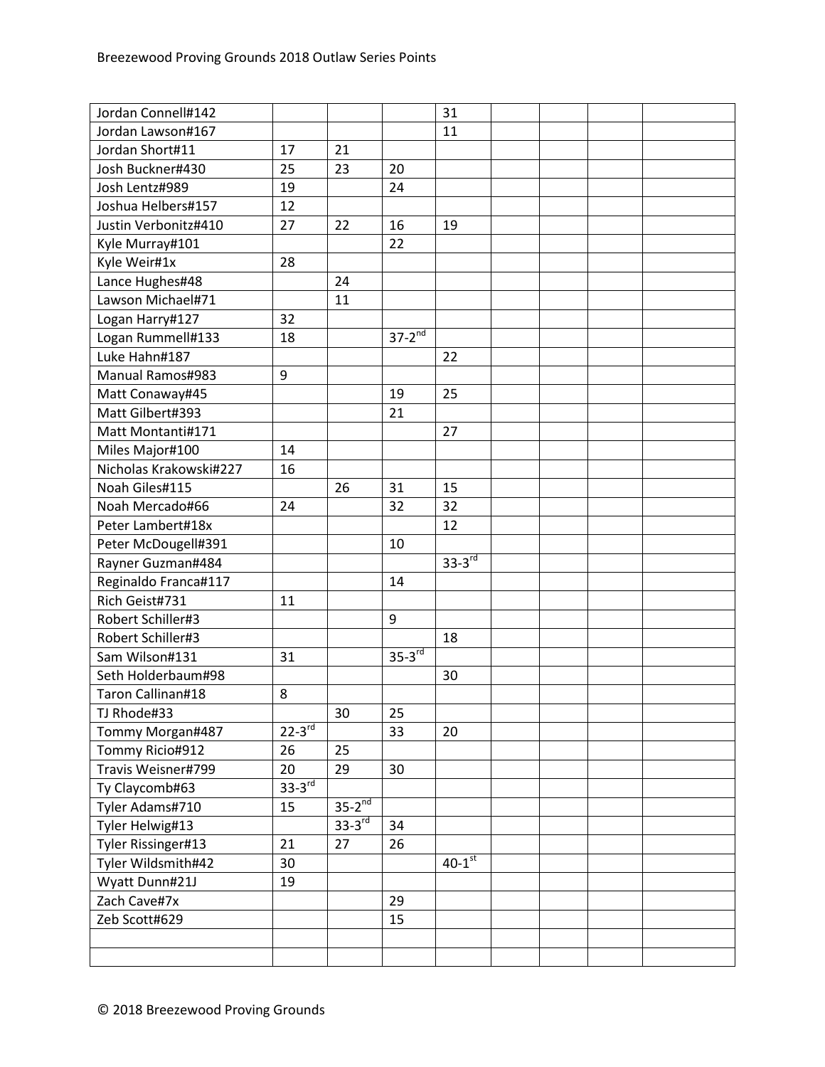| | | | | | | | | |
|---|---|---|---|---|---|---|---|---|
| Jordan Connell#142 | | | | 31 | | | | |
| Jordan Lawson#167 | | | | 11 | | | | |
| Jordan Short#11 | 17 | 21 | | | | | | |
| Josh Buckner#430 | 25 | 23 | 20 | | | | | |
| Josh Lentz#989 | 19 | | 24 | | | | | |
| Joshua Helbers#157 | 12 | | | | | | | |
| Justin Verbonitz#410 | 27 | 22 | 16 | 19 | | | | |
| Kyle Murray#101 | | | 22 | | | | | |
| Kyle Weir#1x | 28 | | | | | | | |
| Lance Hughes#48 | | 24 | | | | | | |
| Lawson Michael#71 | | 11 | | | | | | |
| Logan Harry#127 | 32 | | | | | | | |
| Logan Rummell#133 | 18 | | 37-2nd | | | | | |
| Luke Hahn#187 | | | | 22 | | | | |
| Manual Ramos#983 | 9 | | | | | | | |
| Matt Conaway#45 | | | 19 | 25 | | | | |
| Matt Gilbert#393 | | | 21 | | | | | |
| Matt Montanti#171 | | | | 27 | | | | |
| Miles Major#100 | 14 | | | | | | | |
| Nicholas Krakowski#227 | 16 | | | | | | | |
| Noah Giles#115 | | 26 | 31 | 15 | | | | |
| Noah Mercado#66 | 24 | | 32 | 32 | | | | |
| Peter Lambert#18x | | | | 12 | | | | |
| Peter McDougell#391 | | | 10 | | | | | |
| Rayner Guzman#484 | | | | 33-3rd | | | | |
| Reginaldo Franca#117 | | | 14 | | | | | |
| Rich Geist#731 | 11 | | | | | | | |
| Robert Schiller#3 | | | 9 | | | | | |
| Robert Schiller#3 | | | | 18 | | | | |
| Sam Wilson#131 | 31 | | 35-3rd | | | | | |
| Seth Holderbaum#98 | | | | 30 | | | | |
| Taron Callinan#18 | 8 | | | | | | | |
| TJ Rhode#33 | | 30 | 25 | | | | | |
| Tommy Morgan#487 | 22-3rd | | 33 | 20 | | | | |
| Tommy Ricio#912 | 26 | 25 | | | | | | |
| Travis Weisner#799 | 20 | 29 | 30 | | | | | |
| Ty Claycomb#63 | 33-3rd | | | | | | | |
| Tyler Adams#710 | 15 | 35-2nd | | | | | | |
| Tyler Helwig#13 | | 33-3rd | 34 | | | | | |
| Tyler Rissinger#13 | 21 | 27 | 26 | | | | | |
| Tyler Wildsmith#42 | 30 | | | 40-1st | | | | |
| Wyatt Dunn#21J | 19 | | | | | | | |
| Zach Cave#7x | | | 29 | | | | | |
| Zeb Scott#629 | | | 15 | | | | | |
| | | | | | | | | |
| | | | | | | | | |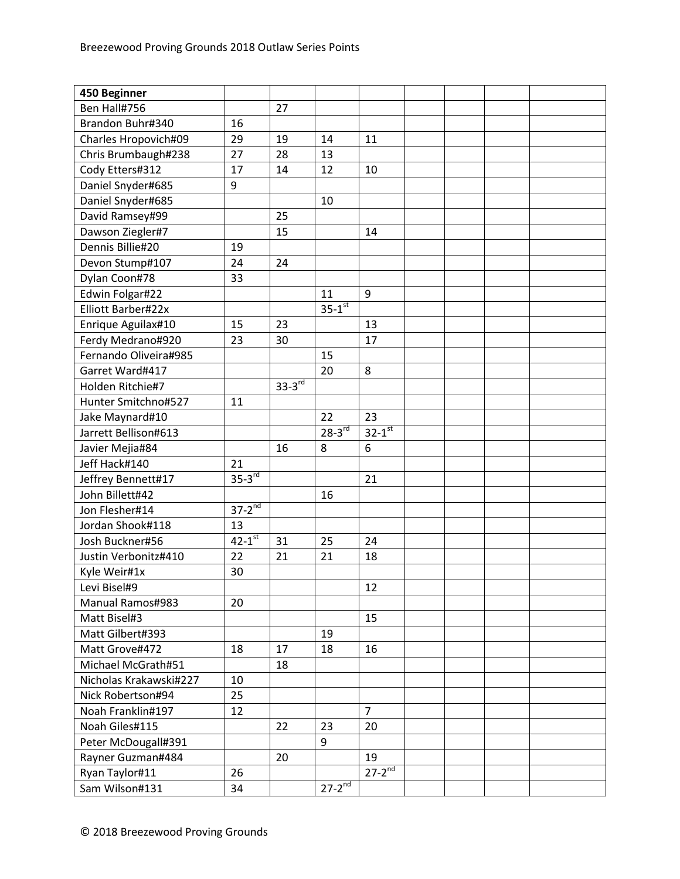| 450 Beginner | | | | | | | | |
|---|---|---|---|---|---|---|---|---|
| Ben Hall#756 | | 27 | | | | | | |
| Brandon Buhr#340 | 16 | | | | | | | |
| Charles Hropovich#09 | 29 | 19 | 14 | 11 | | | | |
| Chris Brumbaugh#238 | 27 | 28 | 13 | | | | | |
| Cody Etters#312 | 17 | 14 | 12 | 10 | | | | |
| Daniel Snyder#685 | 9 | | | | | | | |
| Daniel Snyder#685 | | | 10 | | | | | |
| David Ramsey#99 | | 25 | | | | | | |
| Dawson Ziegler#7 | | 15 | | 14 | | | | |
| Dennis Billie#20 | 19 | | | | | | | |
| Devon Stump#107 | 24 | 24 | | | | | | |
| Dylan Coon#78 | 33 | | | | | | | |
| Edwin Folgar#22 | | | 11 | 9 | | | | |
| Elliott Barber#22x | | | 35-1st | | | | | |
| Enrique Aguilax#10 | 15 | 23 | | 13 | | | | |
| Ferdy Medrano#920 | 23 | 30 | | 17 | | | | |
| Fernando Oliveira#985 | | | 15 | | | | | |
| Garret Ward#417 | | | 20 | 8 | | | | |
| Holden Ritchie#7 | | 33-3rd | | | | | | |
| Hunter Smitchno#527 | 11 | | | | | | | |
| Jake Maynard#10 | | | 22 | 23 | | | | |
| Jarrett Bellison#613 | | | 28-3rd | 32-1st | | | | |
| Javier Mejia#84 | | 16 | 8 | 6 | | | | |
| Jeff Hack#140 | 21 | | | | | | | |
| Jeffrey Bennett#17 | 35-3rd | | | 21 | | | | |
| John Billett#42 | | | 16 | | | | | |
| Jon Flesher#14 | 37-2nd | | | | | | | |
| Jordan Shook#118 | 13 | | | | | | | |
| Josh Buckner#56 | 42-1st | 31 | 25 | 24 | | | | |
| Justin Verbonitz#410 | 22 | 21 | 21 | 18 | | | | |
| Kyle Weir#1x | 30 | | | | | | | |
| Levi Bisel#9 | | | | 12 | | | | |
| Manual Ramos#983 | 20 | | | | | | | |
| Matt Bisel#3 | | | | 15 | | | | |
| Matt Gilbert#393 | | | 19 | | | | | |
| Matt Grove#472 | 18 | 17 | 18 | 16 | | | | |
| Michael McGrath#51 | | 18 | | | | | | |
| Nicholas Krakawski#227 | 10 | | | | | | | |
| Nick Robertson#94 | 25 | | | | | | | |
| Noah Franklin#197 | 12 | | | 7 | | | | |
| Noah Giles#115 | | 22 | 23 | 20 | | | | |
| Peter McDougall#391 | | | 9 | | | | | |
| Rayner Guzman#484 | | 20 | | 19 | | | | |
| Ryan Taylor#11 | 26 | | | 27-2nd | | | | |
| Sam Wilson#131 | 34 | | 27-2nd | | | | | |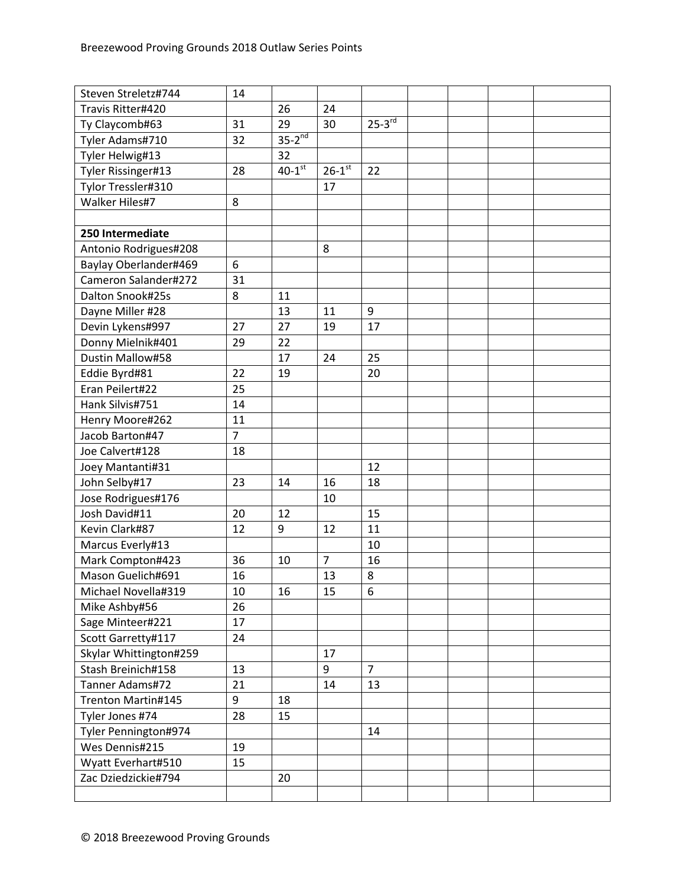| | | | | | | | | |
|---|---|---|---|---|---|---|---|---|
| Steven Streletz#744 | 14 | | | | | | | |
| Travis Ritter#420 | | 26 | 24 | | | | | |
| Ty Claycomb#63 | 31 | 29 | 30 | 25-3rd | | | | |
| Tyler Adams#710 | 32 | 35-2nd | | | | | | |
| Tyler Helwig#13 | | 32 | | | | | | |
| Tyler Rissinger#13 | 28 | 40-1st | 26-1st | 22 | | | | |
| Tylor Tressler#310 | | | 17 | | | | | |
| Walker Hiles#7 | 8 | | | | | | | |
| | | | | | | | | |
| **250 Intermediate** | | | | | | | | |
| Antonio Rodrigues#208 | | | 8 | | | | | |
| Baylay Oberlander#469 | 6 | | | | | | | |
| Cameron Salander#272 | 31 | | | | | | | |
| Dalton Snook#25s | 8 | 11 | | | | | | |
| Dayne Miller #28 | | 13 | 11 | 9 | | | | |
| Devin Lykens#997 | 27 | 27 | 19 | 17 | | | | |
| Donny Mielnik#401 | 29 | 22 | | | | | | |
| Dustin Mallow#58 | | 17 | 24 | 25 | | | | |
| Eddie Byrd#81 | 22 | 19 | | 20 | | | | |
| Eran Peilert#22 | 25 | | | | | | | |
| Hank Silvis#751 | 14 | | | | | | | |
| Henry Moore#262 | 11 | | | | | | | |
| Jacob Barton#47 | 7 | | | | | | | |
| Joe Calvert#128 | 18 | | | | | | | |
| Joey Mantanti#31 | | | | 12 | | | | |
| John Selby#17 | 23 | 14 | 16 | 18 | | | | |
| Jose Rodrigues#176 | | | 10 | | | | | |
| Josh David#11 | 20 | 12 | | 15 | | | | |
| Kevin Clark#87 | 12 | 9 | 12 | 11 | | | | |
| Marcus Everly#13 | | | | 10 | | | | |
| Mark Compton#423 | 36 | 10 | 7 | 16 | | | | |
| Mason Guelich#691 | 16 | | 13 | 8 | | | | |
| Michael Novella#319 | 10 | 16 | 15 | 6 | | | | |
| Mike Ashby#56 | 26 | | | | | | | |
| Sage Minteer#221 | 17 | | | | | | | |
| Scott Garretty#117 | 24 | | | | | | | |
| Skylar Whittington#259 | | | 17 | | | | | |
| Stash Breinich#158 | 13 | | 9 | 7 | | | | |
| Tanner Adams#72 | 21 | | 14 | 13 | | | | |
| Trenton Martin#145 | 9 | 18 | | | | | | |
| Tyler Jones #74 | 28 | 15 | | | | | | |
| Tyler Pennington#974 | | | | 14 | | | | |
| Wes Dennis#215 | 19 | | | | | | | |
| Wyatt Everhart#510 | 15 | | | | | | | |
| Zac Dziedzickie#794 | | 20 | | | | | | |
| | | | | | | | | |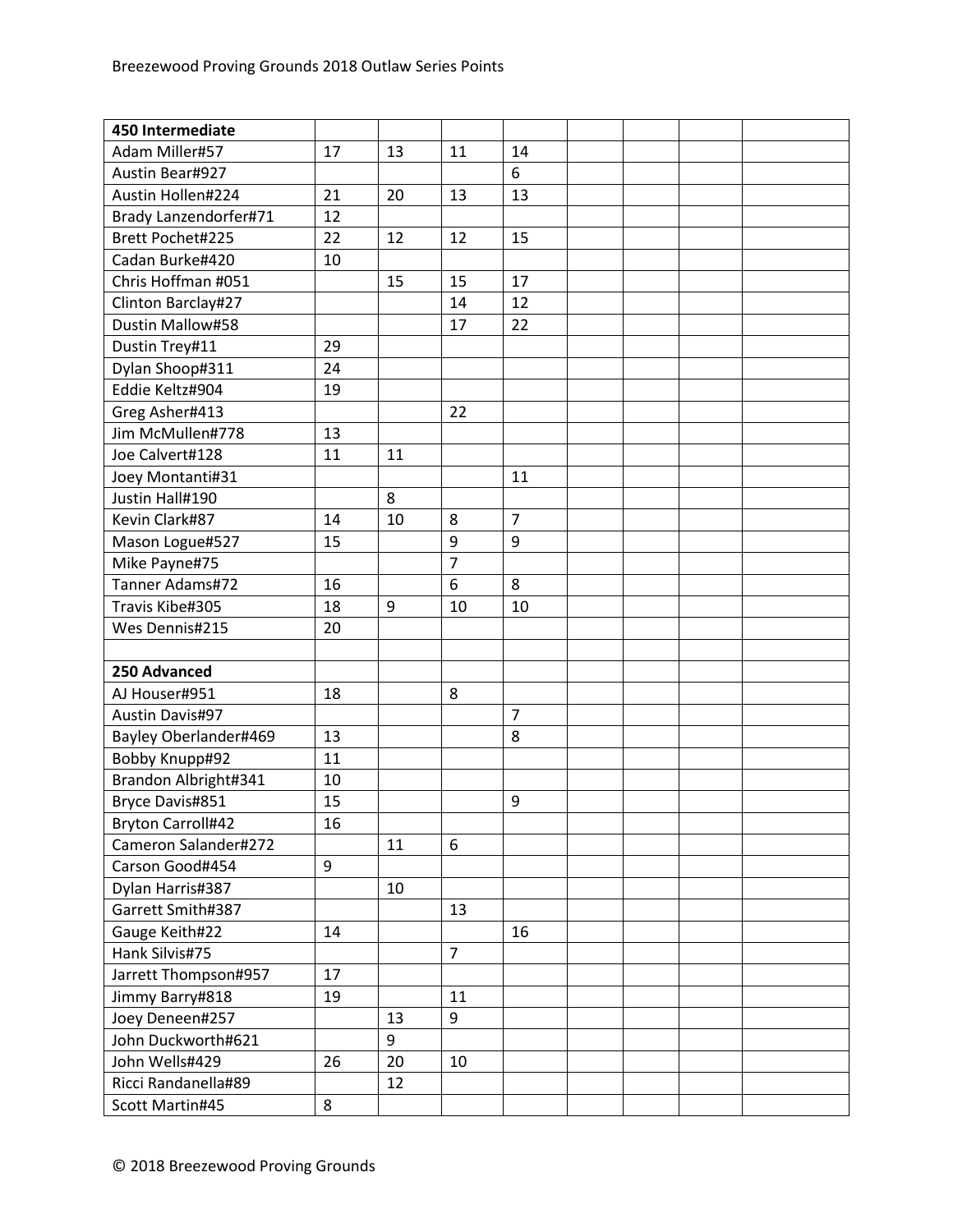| 450 Intermediate | | | | | | | | |
|---|---|---|---|---|---|---|---|---|
| Adam Miller#57 | 17 | 13 | 11 | 14 | | | | |
| Austin Bear#927 | | | | 6 | | | | |
| Austin Hollen#224 | 21 | 20 | 13 | 13 | | | | |
| Brady Lanzendorfer#71 | 12 | | | | | | | |
| Brett Pochet#225 | 22 | 12 | 12 | 15 | | | | |
| Cadan Burke#420 | 10 | | | | | | | |
| Chris Hoffman #051 | | 15 | 15 | 17 | | | | |
| Clinton Barclay#27 | | | 14 | 12 | | | | |
| Dustin Mallow#58 | | | 17 | 22 | | | | |
| Dustin Trey#11 | 29 | | | | | | | |
| Dylan Shoop#311 | 24 | | | | | | | |
| Eddie Keltz#904 | 19 | | | | | | | |
| Greg Asher#413 | | | 22 | | | | | |
| Jim McMullen#778 | 13 | | | | | | | |
| Joe Calvert#128 | 11 | 11 | | | | | | |
| Joey Montanti#31 | | | | 11 | | | | |
| Justin Hall#190 | | 8 | | | | | | |
| Kevin Clark#87 | 14 | 10 | 8 | 7 | | | | |
| Mason Logue#527 | 15 | | 9 | 9 | | | | |
| Mike Payne#75 | | | 7 | | | | | |
| Tanner Adams#72 | 16 | | 6 | 8 | | | | |
| Travis Kibe#305 | 18 | 9 | 10 | 10 | | | | |
| Wes Dennis#215 | 20 | | | | | | | |
| | | | | | | | | |
| **250 Advanced** | | | | | | | | |
| AJ Houser#951 | 18 | | 8 | | | | | |
| Austin Davis#97 | | | | 7 | | | | |
| Bayley Oberlander#469 | 13 | | | 8 | | | | |
| Bobby Knupp#92 | 11 | | | | | | | |
| Brandon Albright#341 | 10 | | | | | | | |
| Bryce Davis#851 | 15 | | | 9 | | | | |
| Bryton Carroll#42 | 16 | | | | | | | |
| Cameron Salander#272 | | 11 | 6 | | | | | |
| Carson Good#454 | 9 | | | | | | | |
| Dylan Harris#387 | | 10 | | | | | | |
| Garrett Smith#387 | | | 13 | | | | | |
| Gauge Keith#22 | 14 | | | 16 | | | | |
| Hank Silvis#75 | | | 7 | | | | | |
| Jarrett Thompson#957 | 17 | | | | | | | |
| Jimmy Barry#818 | 19 | | 11 | | | | | |
| Joey Deneen#257 | | 13 | 9 | | | | | |
| John Duckworth#621 | | 9 | | | | | | |
| John Wells#429 | 26 | 20 | 10 | | | | | |
| Ricci Randanella#89 | | 12 | | | | | | |
| Scott Martin#45 | 8 | | | | | | | |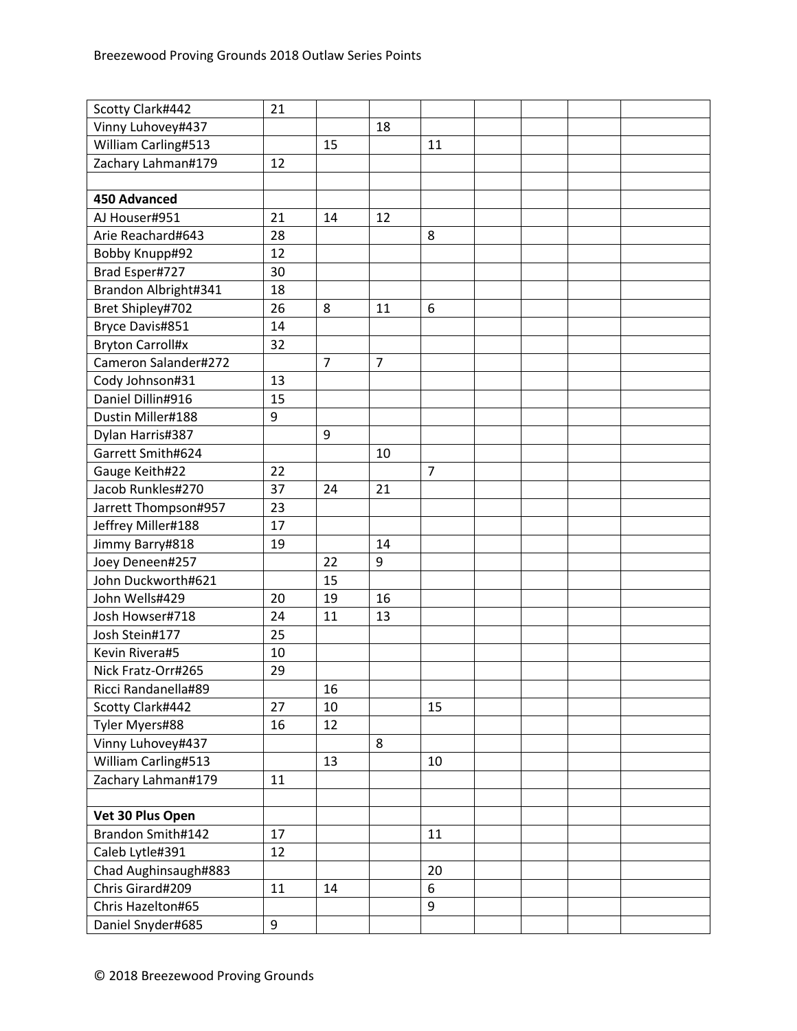| | | | | | | | | |
|---|---|---|---|---|---|---|---|---|
| Scotty Clark#442 | 21 | | | | | | | |
| Vinny Luhovey#437 | | | 18 | | | | | |
| William Carling#513 | | 15 | | 11 | | | | |
| Zachary Lahman#179 | 12 | | | | | | | |
| | | | | | | | | |
| **450 Advanced** | | | | | | | | |
| AJ Houser#951 | 21 | 14 | 12 | | | | | |
| Arie Reachard#643 | 28 | | | 8 | | | | |
| Bobby Knupp#92 | 12 | | | | | | | |
| Brad Esper#727 | 30 | | | | | | | |
| Brandon Albright#341 | 18 | | | | | | | |
| Bret Shipley#702 | 26 | 8 | 11 | 6 | | | | |
| Bryce Davis#851 | 14 | | | | | | | |
| Bryton Carroll#x | 32 | | | | | | | |
| Cameron Salander#272 | | 7 | 7 | | | | | |
| Cody Johnson#31 | 13 | | | | | | | |
| Daniel Dillin#916 | 15 | | | | | | | |
| Dustin Miller#188 | 9 | | | | | | | |
| Dylan Harris#387 | | 9 | | | | | | |
| Garrett Smith#624 | | | 10 | | | | | |
| Gauge Keith#22 | 22 | | | 7 | | | | |
| Jacob Runkles#270 | 37 | 24 | 21 | | | | | |
| Jarrett Thompson#957 | 23 | | | | | | | |
| Jeffrey Miller#188 | 17 | | | | | | | |
| Jimmy Barry#818 | 19 | | 14 | | | | | |
| Joey Deneen#257 | | 22 | 9 | | | | | |
| John Duckworth#621 | | 15 | | | | | | |
| John Wells#429 | 20 | 19 | 16 | | | | | |
| Josh Howser#718 | 24 | 11 | 13 | | | | | |
| Josh Stein#177 | 25 | | | | | | | |
| Kevin Rivera#5 | 10 | | | | | | | |
| Nick Fratz-Orr#265 | 29 | | | | | | | |
| Ricci Randanella#89 | | 16 | | | | | | |
| Scotty Clark#442 | 27 | 10 | | 15 | | | | |
| Tyler Myers#88 | 16 | 12 | | | | | | |
| Vinny Luhovey#437 | | | 8 | | | | | |
| William Carling#513 | | 13 | | 10 | | | | |
| Zachary Lahman#179 | 11 | | | | | | | |
| | | | | | | | | |
| **Vet 30 Plus Open** | | | | | | | | |
| Brandon Smith#142 | 17 | | | 11 | | | | |
| Caleb Lytle#391 | 12 | | | | | | | |
| Chad Aughinsaugh#883 | | | | 20 | | | | |
| Chris Girard#209 | 11 | 14 | | 6 | | | | |
| Chris Hazelton#65 | | | | 9 | | | | |
| Daniel Snyder#685 | 9 | | | | | | | |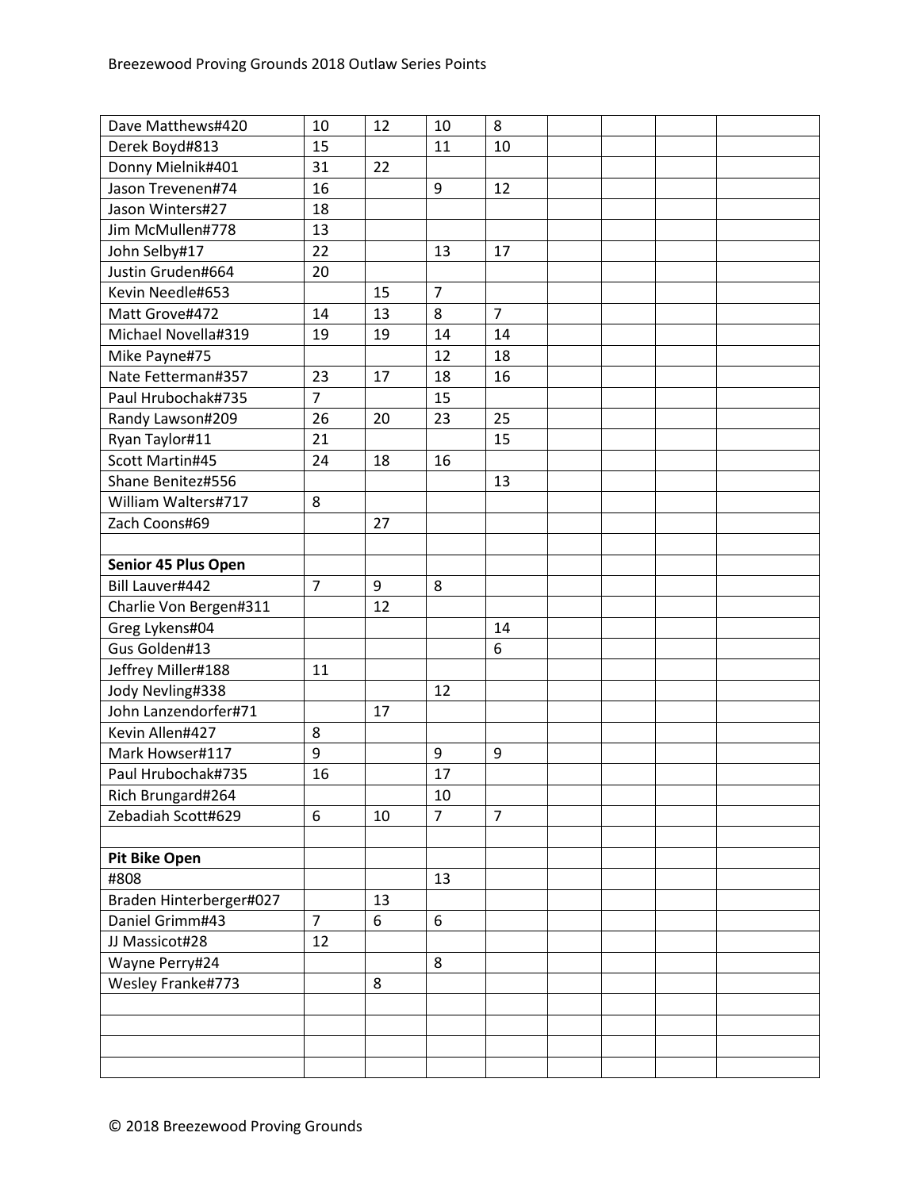| | | | | | | | | |
|---|---|---|---|---|---|---|---|---|
| Dave Matthews#420 | 10 | 12 | 10 | 8 | | | | |
| Derek Boyd#813 | 15 | | 11 | 10 | | | | |
| Donny Mielnik#401 | 31 | 22 | | | | | | |
| Jason Trevenen#74 | 16 | | 9 | 12 | | | | |
| Jason Winters#27 | 18 | | | | | | | |
| Jim McMullen#778 | 13 | | | | | | | |
| John Selby#17 | 22 | | 13 | 17 | | | | |
| Justin Gruden#664 | 20 | | | | | | | |
| Kevin Needle#653 | | 15 | 7 | | | | | |
| Matt Grove#472 | 14 | 13 | 8 | 7 | | | | |
| Michael Novella#319 | 19 | 19 | 14 | 14 | | | | |
| Mike Payne#75 | | | 12 | 18 | | | | |
| Nate Fetterman#357 | 23 | 17 | 18 | 16 | | | | |
| Paul Hrubochak#735 | 7 | | 15 | | | | | |
| Randy Lawson#209 | 26 | 20 | 23 | 25 | | | | |
| Ryan Taylor#11 | 21 | | | 15 | | | | |
| Scott Martin#45 | 24 | 18 | 16 | | | | | |
| Shane Benitez#556 | | | | 13 | | | | |
| William Walters#717 | 8 | | | | | | | |
| Zach Coons#69 | | 27 | | | | | | |
| | | | | | | | | |
| **Senior 45 Plus Open** | | | | | | | | |
| Bill Lauver#442 | 7 | 9 | 8 | | | | | |
| Charlie Von Bergen#311 | | 12 | | | | | | |
| Greg Lykens#04 | | | | 14 | | | | |
| Gus Golden#13 | | | | 6 | | | | |
| Jeffrey Miller#188 | 11 | | | | | | | |
| Jody Nevling#338 | | | 12 | | | | | |
| John Lanzendorfer#71 | | 17 | | | | | | |
| Kevin Allen#427 | 8 | | | | | | | |
| Mark Howser#117 | 9 | | 9 | 9 | | | | |
| Paul Hrubochak#735 | 16 | | 17 | | | | | |
| Rich Brungard#264 | | | 10 | | | | | |
| Zebadiah Scott#629 | 6 | 10 | 7 | 7 | | | | |
| | | | | | | | | |
| **Pit Bike Open** | | | | | | | | |
| #808 | | | 13 | | | | | |
| Braden Hinterberger#027 | | 13 | | | | | | |
| Daniel Grimm#43 | 7 | 6 | 6 | | | | | |
| JJ Massicot#28 | 12 | | | | | | | |
| Wayne Perry#24 | | | 8 | | | | | |
| Wesley Franke#773 | | 8 | | | | | | |
| | | | | | | | | |
| | | | | | | | | |
| | | | | | | | | |
| | | | | | | | | |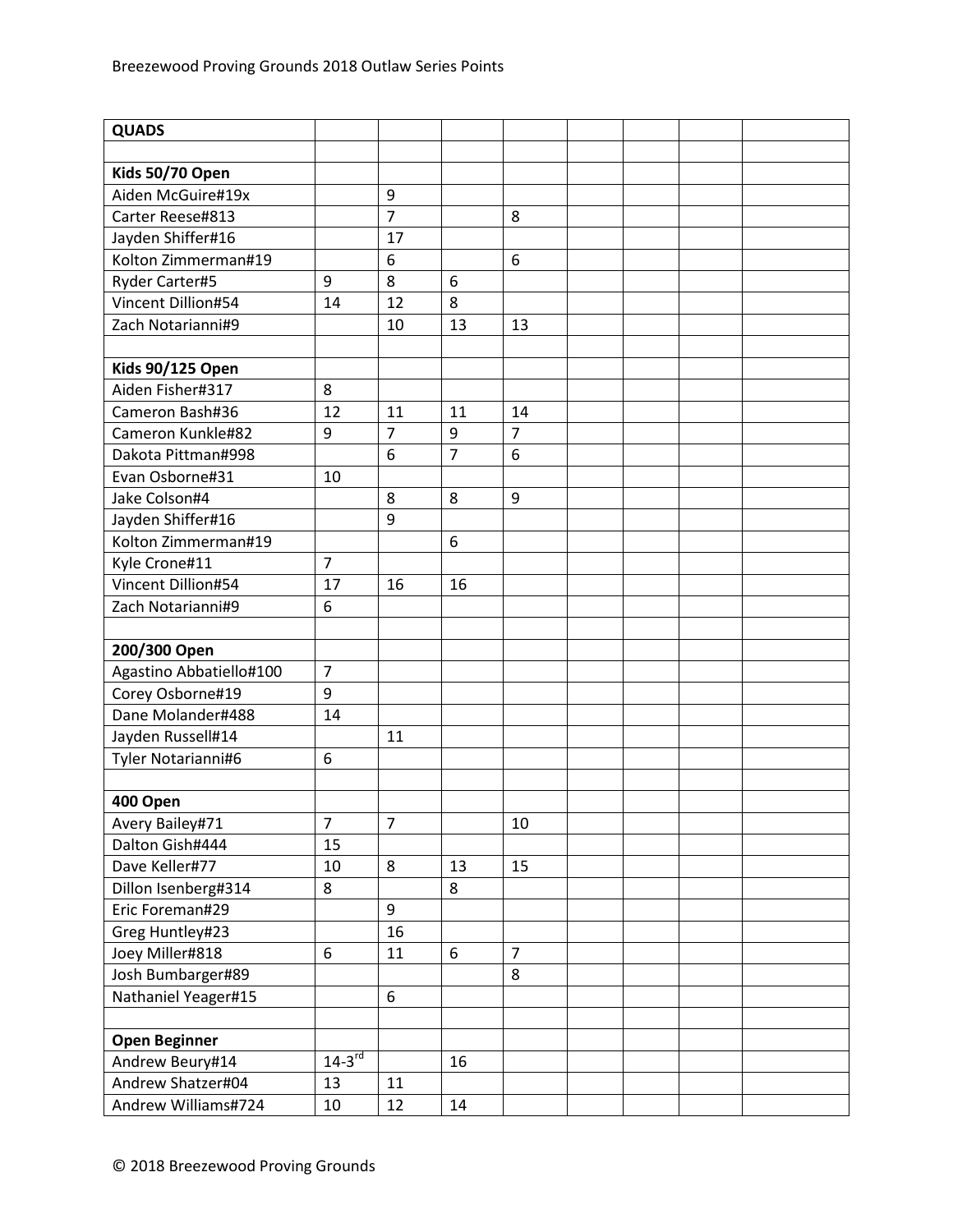| QUADS | | | | | | | | |
|---|---|---|---|---|---|---|---|---|
| | | | | | | | | |
| **Kids 50/70 Open** | | | | | | | | |
| Aiden McGuire#19x | | 9 | | | | | | |
| Carter Reese#813 | | 7 | | 8 | | | | |
| Jayden Shiffer#16 | | 17 | | | | | | |
| Kolton Zimmerman#19 | | 6 | | 6 | | | | |
| Ryder Carter#5 | 9 | 8 | 6 | | | | | |
| Vincent Dillion#54 | 14 | 12 | 8 | | | | | |
| Zach Notarianni#9 | | 10 | 13 | 13 | | | | |
| | | | | | | | | |
| **Kids 90/125 Open** | | | | | | | | |
| Aiden Fisher#317 | 8 | | | | | | | |
| Cameron Bash#36 | 12 | 11 | 11 | 14 | | | | |
| Cameron Kunkle#82 | 9 | 7 | 9 | 7 | | | | |
| Dakota Pittman#998 | | 6 | 7 | 6 | | | | |
| Evan Osborne#31 | 10 | | | | | | | |
| Jake Colson#4 | | 8 | 8 | 9 | | | | |
| Jayden Shiffer#16 | | 9 | | | | | | |
| Kolton Zimmerman#19 | | | 6 | | | | | |
| Kyle Crone#11 | 7 | | | | | | | |
| Vincent Dillion#54 | 17 | 16 | 16 | | | | | |
| Zach Notarianni#9 | 6 | | | | | | | |
| | | | | | | | | |
| **200/300 Open** | | | | | | | | |
| Agastino Abbatiello#100 | 7 | | | | | | | |
| Corey Osborne#19 | 9 | | | | | | | |
| Dane Molander#488 | 14 | | | | | | | |
| Jayden Russell#14 | | 11 | | | | | | |
| Tyler Notarianni#6 | 6 | | | | | | | |
| | | | | | | | | |
| **400 Open** | | | | | | | | |
| Avery Bailey#71 | 7 | 7 | | 10 | | | | |
| Dalton Gish#444 | 15 | | | | | | | |
| Dave Keller#77 | 10 | 8 | 13 | 15 | | | | |
| Dillon Isenberg#314 | 8 | | 8 | | | | | |
| Eric Foreman#29 | | 9 | | | | | | |
| Greg Huntley#23 | | 16 | | | | | | |
| Joey Miller#818 | 6 | 11 | 6 | 7 | | | | |
| Josh Bumbarger#89 | | | | 8 | | | | |
| Nathaniel Yeager#15 | | 6 | | | | | | |
| | | | | | | | | |
| **Open Beginner** | | | | | | | | |
| Andrew Beury#14 | 14-3rd | | 16 | | | | | |
| Andrew Shatzer#04 | 13 | 11 | | | | | | |
| Andrew Williams#724 | 10 | 12 | 14 | | | | | |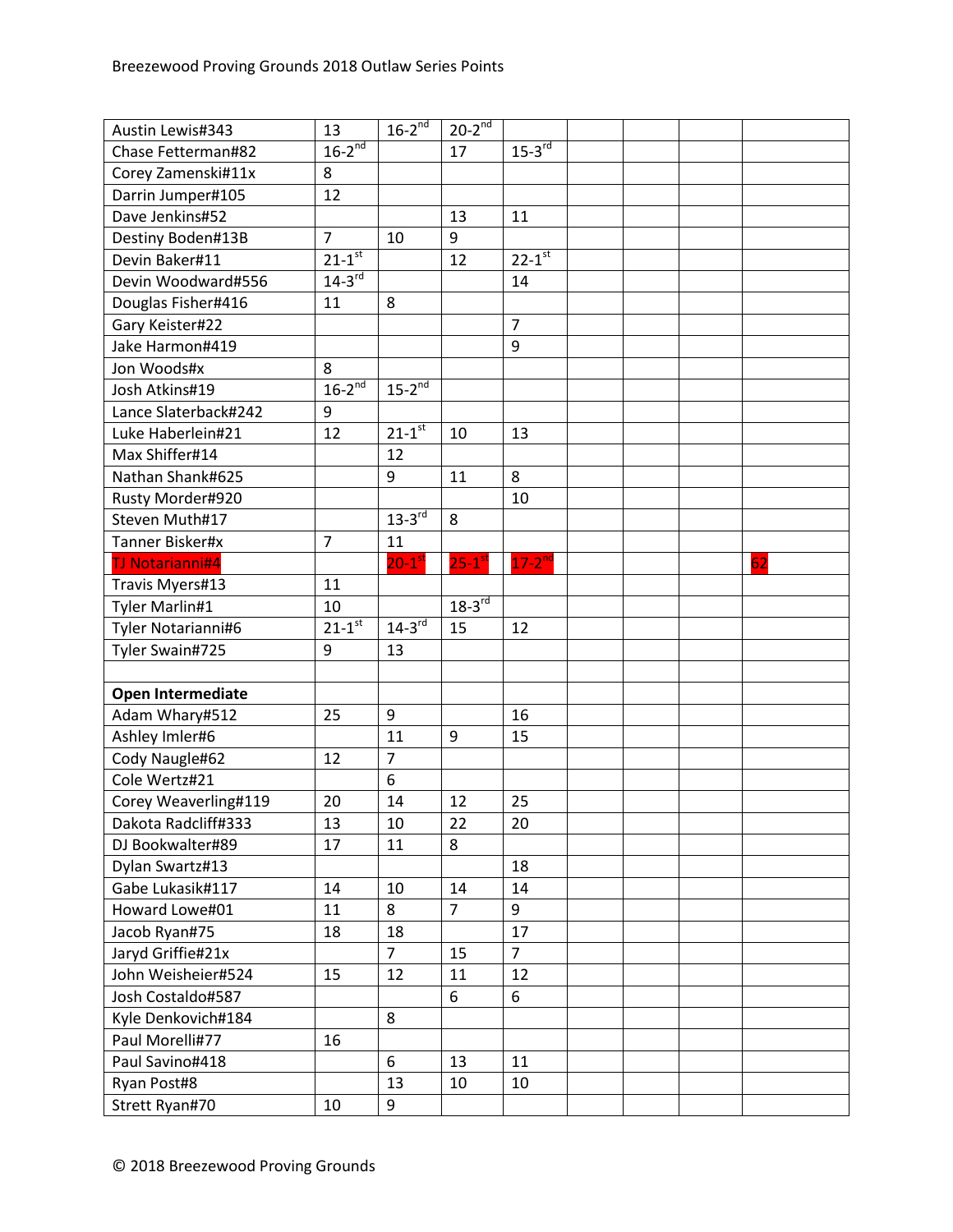Breezewood Proving Grounds 2018 Outlaw Series Points

| | | | | | | | | |
|---|---|---|---|---|---|---|---|---|
| Austin Lewis#343 | 13 | 16-2nd | 20-2nd | | | | | |
| Chase Fetterman#82 | 16-2nd | | 17 | 15-3rd | | | | |
| Corey Zamenski#11x | 8 | | | | | | | |
| Darrin Jumper#105 | 12 | | | | | | | |
| Dave Jenkins#52 | | | 13 | 11 | | | | |
| Destiny Boden#13B | 7 | 10 | 9 | | | | | |
| Devin Baker#11 | 21-1st | | 12 | 22-1st | | | | |
| Devin Woodward#556 | 14-3rd | | | 14 | | | | |
| Douglas Fisher#416 | 11 | 8 | | | | | | |
| Gary Keister#22 | | | | 7 | | | | |
| Jake Harmon#419 | | | | 9 | | | | |
| Jon Woods#x | 8 | | | | | | | |
| Josh Atkins#19 | 16-2nd | 15-2nd | | | | | | |
| Lance Slaterback#242 | 9 | | | | | | | |
| Luke Haberlein#21 | 12 | 21-1st | 10 | 13 | | | | |
| Max Shiffer#14 | | 12 | | | | | | |
| Nathan Shank#625 | | 9 | 11 | 8 | | | | |
| Rusty Morder#920 | | | | 10 | | | | |
| Steven Muth#17 | | 13-3rd | 8 | | | | | |
| Tanner Bisker#x | 7 | 11 | | | | | | |
| TJ Notarianni#4 | | 20-1st | 25-1st | 17-2nd | | | | 62 |
| Travis Myers#13 | 11 | | | | | | | |
| Tyler Marlin#1 | 10 | | 18-3rd | | | | | |
| Tyler Notarianni#6 | 21-1st | 14-3rd | 15 | 12 | | | | |
| Tyler Swain#725 | 9 | 13 | | | | | | |
| | | | | | | | | |
| **Open Intermediate** | | | | | | | | |
| Adam Whary#512 | 25 | 9 | | 16 | | | | |
| Ashley Imler#6 | | 11 | 9 | 15 | | | | |
| Cody Naugle#62 | 12 | 7 | | | | | | |
| Cole Wertz#21 | | 6 | | | | | | |
| Corey Weaverling#119 | 20 | 14 | 12 | 25 | | | | |
| Dakota Radcliff#333 | 13 | 10 | 22 | 20 | | | | |
| DJ Bookwalter#89 | 17 | 11 | 8 | | | | | |
| Dylan Swartz#13 | | | | 18 | | | | |
| Gabe Lukasik#117 | 14 | 10 | 14 | 14 | | | | |
| Howard Lowe#01 | 11 | 8 | 7 | 9 | | | | |
| Jacob Ryan#75 | 18 | 18 | | 17 | | | | |
| Jaryd Griffie#21x | | 7 | 15 | 7 | | | | |
| John Weisheier#524 | 15 | 12 | 11 | 12 | | | | |
| Josh Costaldo#587 | | | 6 | 6 | | | | |
| Kyle Denkovich#184 | | 8 | | | | | | |
| Paul Morelli#77 | 16 | | | | | | | |
| Paul Savino#418 | | 6 | 13 | 11 | | | | |
| Ryan Post#8 | | 13 | 10 | 10 | | | | |
| Strett Ryan#70 | 10 | 9 | | | | | | |

© 2018 Breezewood Proving Grounds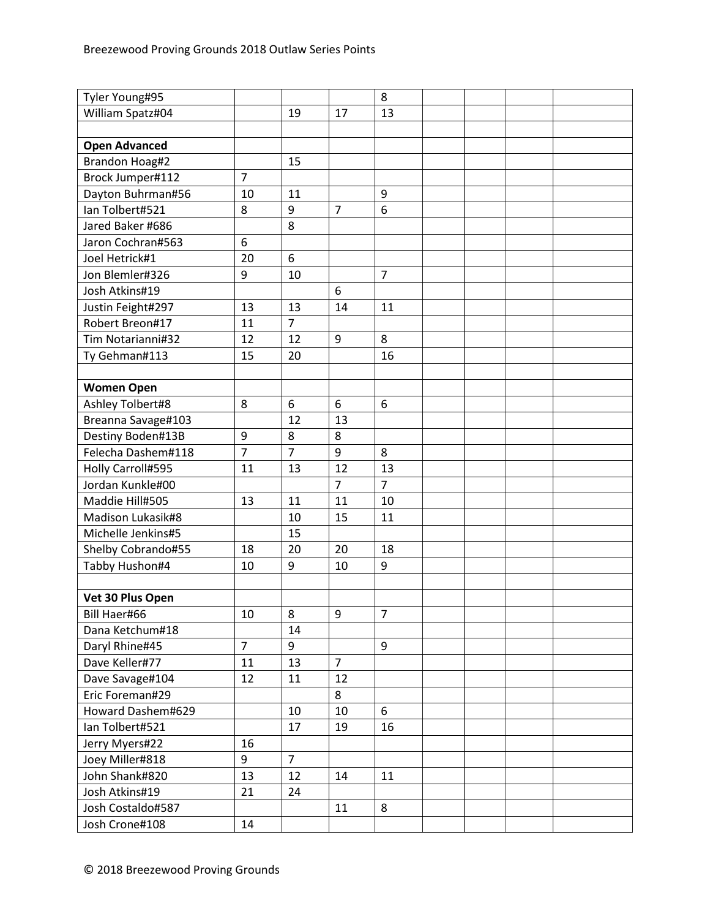| | | | | | | | | |
|---|---|---|---|---|---|---|---|---|
| Tyler Young#95 | | | | 8 | | | | |
| William Spatz#04 | | 19 | 17 | 13 | | | | |
| | | | | | | | | |
| **Open Advanced** | | | | | | | | |
| Brandon Hoag#2 | | 15 | | | | | | |
| Brock Jumper#112 | 7 | | | | | | | |
| Dayton Buhrman#56 | 10 | 11 | | 9 | | | | |
| Ian Tolbert#521 | 8 | 9 | 7 | 6 | | | | |
| Jared Baker #686 | | 8 | | | | | | |
| Jaron Cochran#563 | 6 | | | | | | | |
| Joel Hetrick#1 | 20 | 6 | | | | | | |
| Jon Blemler#326 | 9 | 10 | | 7 | | | | |
| Josh Atkins#19 | | | 6 | | | | | |
| Justin Feight#297 | 13 | 13 | 14 | 11 | | | | |
| Robert Breon#17 | 11 | 7 | | | | | | |
| Tim Notarianni#32 | 12 | 12 | 9 | 8 | | | | |
| Ty Gehman#113 | 15 | 20 | | 16 | | | | |
| | | | | | | | | |
| **Women Open** | | | | | | | | |
| Ashley Tolbert#8 | 8 | 6 | 6 | 6 | | | | |
| Breanna Savage#103 | | 12 | 13 | | | | | |
| Destiny Boden#13B | 9 | 8 | 8 | | | | | |
| Felecha Dashem#118 | 7 | 7 | 9 | 8 | | | | |
| Holly Carroll#595 | 11 | 13 | 12 | 13 | | | | |
| Jordan Kunkle#00 | | | 7 | 7 | | | | |
| Maddie Hill#505 | 13 | 11 | 11 | 10 | | | | |
| Madison Lukasik#8 | | 10 | 15 | 11 | | | | |
| Michelle Jenkins#5 | | 15 | | | | | | |
| Shelby Cobrando#55 | 18 | 20 | 20 | 18 | | | | |
| Tabby Hushon#4 | 10 | 9 | 10 | 9 | | | | |
| | | | | | | | | |
| **Vet 30 Plus Open** | | | | | | | | |
| Bill Haer#66 | 10 | 8 | 9 | 7 | | | | |
| Dana Ketchum#18 | | 14 | | | | | | |
| Daryl Rhine#45 | 7 | 9 | | 9 | | | | |
| Dave Keller#77 | 11 | 13 | 7 | | | | | |
| Dave Savage#104 | 12 | 11 | 12 | | | | | |
| Eric Foreman#29 | | | 8 | | | | | |
| Howard Dashem#629 | | 10 | 10 | 6 | | | | |
| Ian Tolbert#521 | | 17 | 19 | 16 | | | | |
| Jerry Myers#22 | 16 | | | | | | | |
| Joey Miller#818 | 9 | 7 | | | | | | |
| John Shank#820 | 13 | 12 | 14 | 11 | | | | |
| Josh Atkins#19 | 21 | 24 | | | | | | |
| Josh Costaldo#587 | | | 11 | 8 | | | | |
| Josh Crone#108 | 14 | | | | | | | |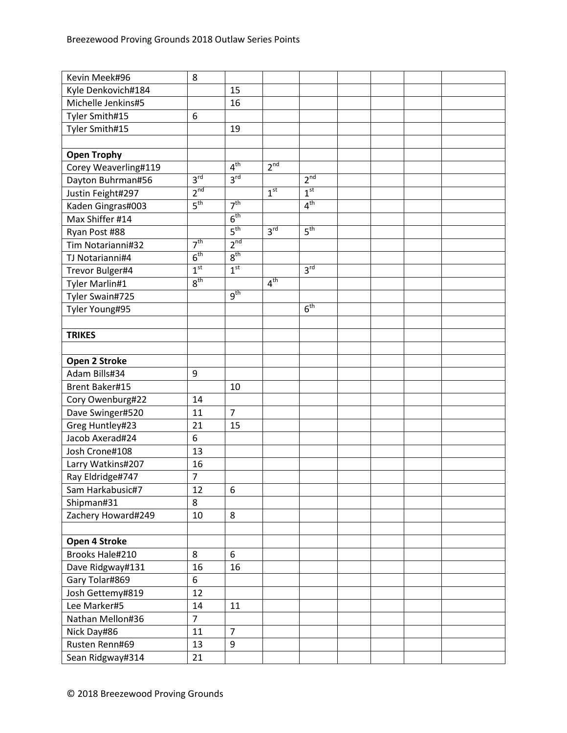| | | | | | | | | |
|---|---|---|---|---|---|---|---|---|
| Kevin Meek#96 | 8 | | | | | | | |
| Kyle Denkovich#184 | | 15 | | | | | | |
| Michelle Jenkins#5 | | 16 | | | | | | |
| Tyler Smith#15 | 6 | | | | | | | |
| Tyler Smith#15 | | 19 | | | | | | |
| | | | | | | | | |
| **Open Trophy** | | | | | | | | |
| Corey Weaverling#119 | | 4th | 2nd | | | | | |
| Dayton Buhrman#56 | 3rd | 3rd | | 2nd | | | | |
| Justin Feight#297 | 2nd | | 1st | 1st | | | | |
| Kaden Gingras#003 | 5th | 7th | | 4th | | | | |
| Max Shiffer #14 | | 6th | | | | | | |
| Ryan Post #88 | | 5th | 3rd | 5th | | | | |
| Tim Notarianni#32 | 7th | 2nd | | | | | | |
| TJ Notarianni#4 | 6th | 8th | | | | | | |
| Trevor Bulger#4 | 1st | 1st | | 3rd | | | | |
| Tyler Marlin#1 | 8th | | 4th | | | | | |
| Tyler Swain#725 | | 9th | | | | | | |
| Tyler Young#95 | | | | 6th | | | | |
| | | | | | | | | |
| **TRIKES** | | | | | | | | |
| | | | | | | | | |
| **Open 2 Stroke** | | | | | | | | |
| Adam Bills#34 | 9 | | | | | | | |
| Brent Baker#15 | | 10 | | | | | | |
| Cory Owenburg#22 | 14 | | | | | | | |
| Dave Swinger#520 | 11 | 7 | | | | | | |
| Greg Huntley#23 | 21 | 15 | | | | | | |
| Jacob Axerad#24 | 6 | | | | | | | |
| Josh Crone#108 | 13 | | | | | | | |
| Larry Watkins#207 | 16 | | | | | | | |
| Ray Eldridge#747 | 7 | | | | | | | |
| Sam Harkabusic#7 | 12 | 6 | | | | | | |
| Shipman#31 | 8 | | | | | | | |
| Zachery Howard#249 | 10 | 8 | | | | | | |
| | | | | | | | | |
| **Open 4 Stroke** | | | | | | | | |
| Brooks Hale#210 | 8 | 6 | | | | | | |
| Dave Ridgway#131 | 16 | 16 | | | | | | |
| Gary Tolar#869 | 6 | | | | | | | |
| Josh Gettemy#819 | 12 | | | | | | | |
| Lee Marker#5 | 14 | 11 | | | | | | |
| Nathan Mellon#36 | 7 | | | | | | | |
| Nick Day#86 | 11 | 7 | | | | | | |
| Rusten Renn#69 | 13 | 9 | | | | | | |
| Sean Ridgway#314 | 21 | | | | | | | |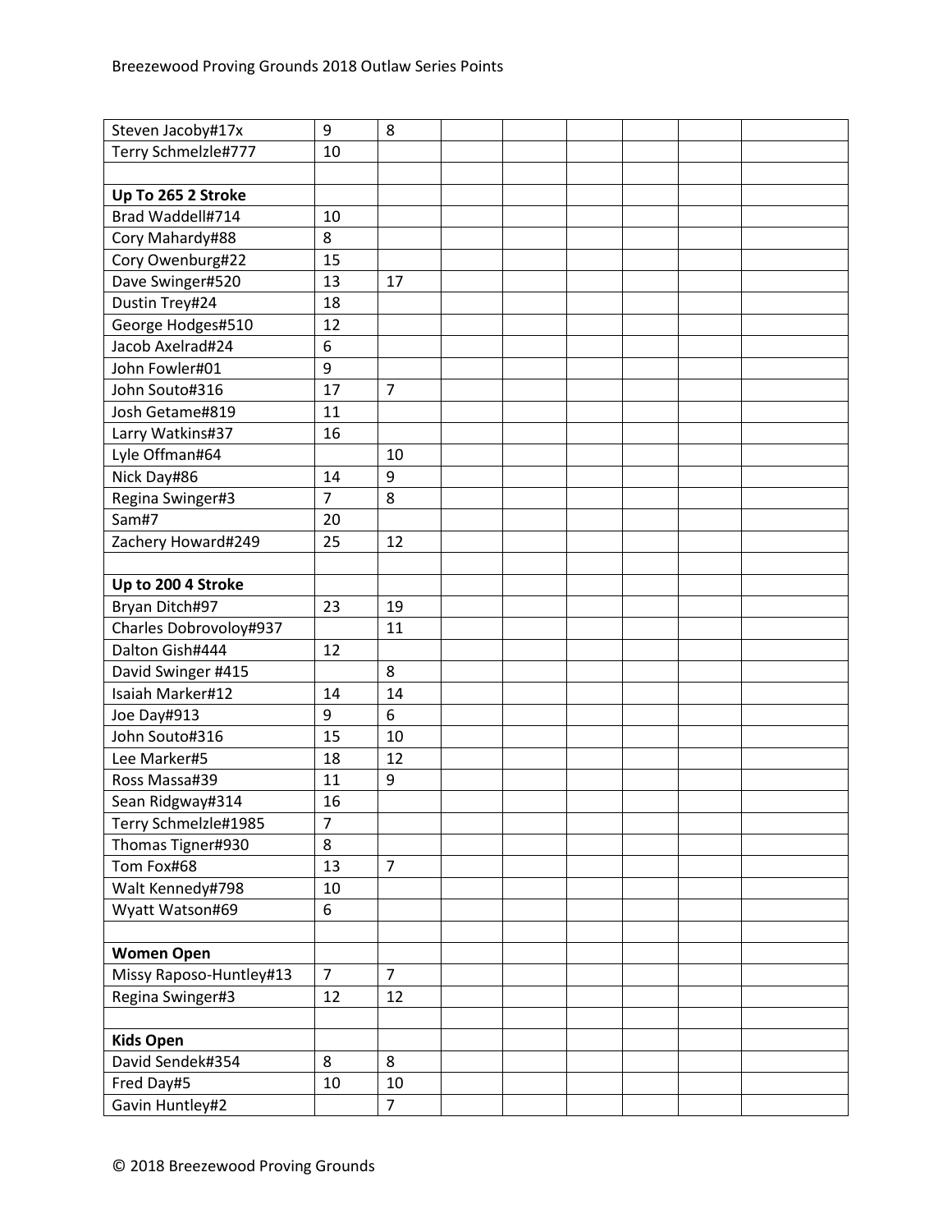| | | | | | | | | |
|---|---|---|---|---|---|---|---|---|
| Steven Jacoby#17x | 9 | 8 | | | | | | |
| Terry Schmelzle#777 | 10 | | | | | | | |
| | | | | | | | | |
| **Up To 265 2 Stroke** | | | | | | | | |
| Brad Waddell#714 | 10 | | | | | | | |
| Cory Mahardy#88 | 8 | | | | | | | |
| Cory Owenburg#22 | 15 | | | | | | | |
| Dave Swinger#520 | 13 | 17 | | | | | | |
| Dustin Trey#24 | 18 | | | | | | | |
| George Hodges#510 | 12 | | | | | | | |
| Jacob Axelrad#24 | 6 | | | | | | | |
| John Fowler#01 | 9 | | | | | | | |
| John Souto#316 | 17 | 7 | | | | | | |
| Josh Getame#819 | 11 | | | | | | | |
| Larry Watkins#37 | 16 | | | | | | | |
| Lyle Offman#64 | | 10 | | | | | | |
| Nick Day#86 | 14 | 9 | | | | | | |
| Regina Swinger#3 | 7 | 8 | | | | | | |
| Sam#7 | 20 | | | | | | | |
| Zachery Howard#249 | 25 | 12 | | | | | | |
| | | | | | | | | |
| **Up to 200 4 Stroke** | | | | | | | | |
| Bryan Ditch#97 | 23 | 19 | | | | | | |
| Charles Dobrovoloy#937 | | 11 | | | | | | |
| Dalton Gish#444 | 12 | | | | | | | |
| David Swinger #415 | | 8 | | | | | | |
| Isaiah Marker#12 | 14 | 14 | | | | | | |
| Joe Day#913 | 9 | 6 | | | | | | |
| John Souto#316 | 15 | 10 | | | | | | |
| Lee Marker#5 | 18 | 12 | | | | | | |
| Ross Massa#39 | 11 | 9 | | | | | | |
| Sean Ridgway#314 | 16 | | | | | | | |
| Terry Schmelzle#1985 | 7 | | | | | | | |
| Thomas Tigner#930 | 8 | | | | | | | |
| Tom Fox#68 | 13 | 7 | | | | | | |
| Walt Kennedy#798 | 10 | | | | | | | |
| Wyatt Watson#69 | 6 | | | | | | | |
| | | | | | | | | |
| **Women Open** | | | | | | | | |
| Missy Raposo-Huntley#13 | 7 | 7 | | | | | | |
| Regina Swinger#3 | 12 | 12 | | | | | | |
| | | | | | | | | |
| **Kids Open** | | | | | | | | |
| David Sendek#354 | 8 | 8 | | | | | | |
| Fred Day#5 | 10 | 10 | | | | | | |
| Gavin Huntley#2 | | 7 | | | | | | |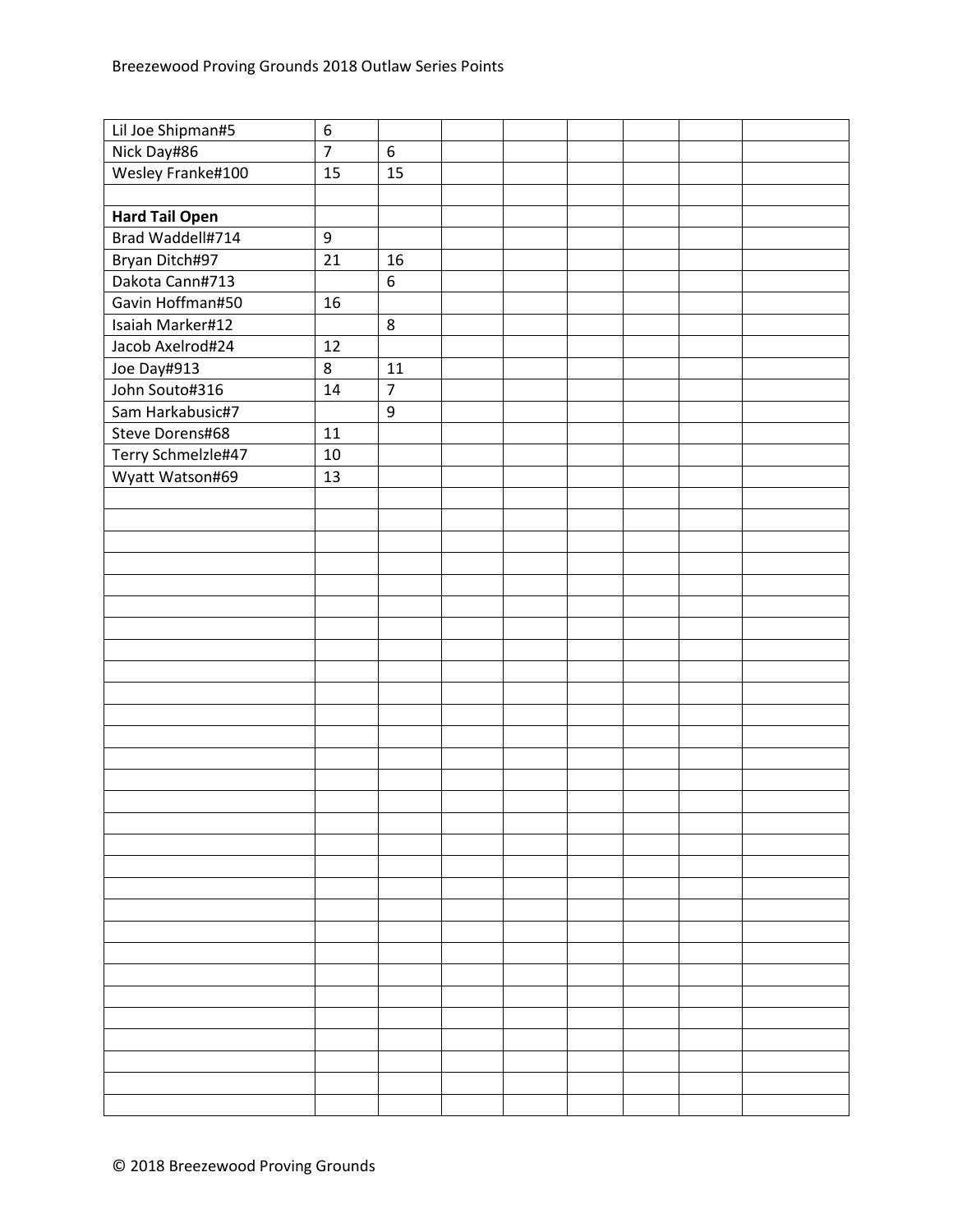| | | | | | | | | |
|---|---|---|---|---|---|---|---|---|
| Lil Joe Shipman#5 | 6 | | | | | | | |
| Nick Day#86 | 7 | 6 | | | | | | |
| Wesley Franke#100 | 15 | 15 | | | | | | |
| | | | | | | | | |
| **Hard Tail Open** | | | | | | | | |
| Brad Waddell#714 | 9 | | | | | | | |
| Bryan Ditch#97 | 21 | 16 | | | | | | |
| Dakota Cann#713 | | 6 | | | | | | |
| Gavin Hoffman#50 | 16 | | | | | | | |
| Isaiah Marker#12 | | 8 | | | | | | |
| Jacob Axelrod#24 | 12 | | | | | | | |
| Joe Day#913 | 8 | 11 | | | | | | |
| John Souto#316 | 14 | 7 | | | | | | |
| Sam Harkabusic#7 | | 9 | | | | | | |
| Steve Dorens#68 | 11 | | | | | | | |
| Terry Schmelzle#47 | 10 | | | | | | | |
| Wyatt Watson#69 | 13 | | | | | | | |

© 2018 Breezewood Proving Grounds